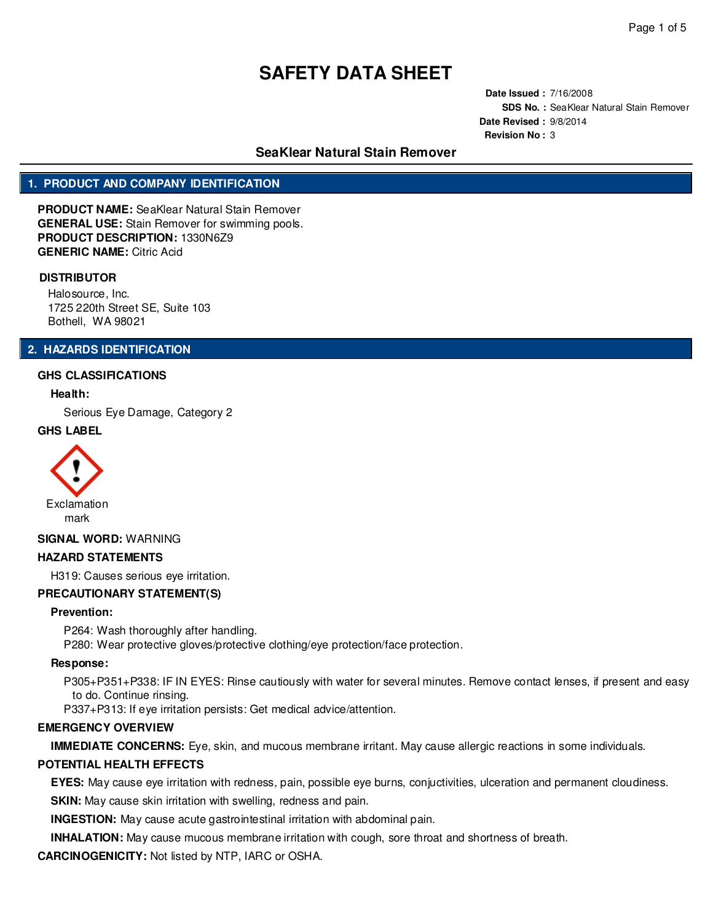# SAFETY DATA SHEET

**Date Issued :** 7/16/2008
**SDS No. :** SeaKlear Natural Stain Remover
**Date Revised :** 9/8/2014
**Revision No :** 3

## SeaKlear Natural Stain Remover

## 1. PRODUCT AND COMPANY IDENTIFICATION

**PRODUCT NAME:** SeaKlear Natural Stain Remover
**GENERAL USE:** Stain Remover for swimming pools.
**PRODUCT DESCRIPTION:** 1330N6Z9
**GENERIC NAME:** Citric Acid

**DISTRIBUTOR**

Halosource, Inc.
1725 220th Street SE, Suite 103
Bothell, WA 98021

## 2. HAZARDS IDENTIFICATION

**GHS CLASSIFICATIONS**

**Health:**

Serious Eye Damage, Category 2

**GHS LABEL**

Exclamation mark

**SIGNAL WORD:** WARNING

**HAZARD STATEMENTS**

H319: Causes serious eye irritation.

**PRECAUTIONARY STATEMENT(S)**

**Prevention:**

P264: Wash thoroughly after handling.
P280: Wear protective gloves/protective clothing/eye protection/face protection.

**Response:**

P305+P351+P338: IF IN EYES: Rinse cautiously with water for several minutes. Remove contact lenses, if present and easy to do. Continue rinsing.
P337+P313: If eye irritation persists: Get medical advice/attention.

**EMERGENCY OVERVIEW**

**IMMEDIATE CONCERNS:** Eye, skin, and mucous membrane irritant. May cause allergic reactions in some individuals.

**POTENTIAL HEALTH EFFECTS**

**EYES:** May cause eye irritation with redness, pain, possible eye burns, conjuctivities, ulceration and permanent cloudiness.

**SKIN:** May cause skin irritation with swelling, redness and pain.

**INGESTION:** May cause acute gastrointestinal irritation with abdominal pain.

**INHALATION:** May cause mucous membrane irritation with cough, sore throat and shortness of breath.

**CARCINOGENICITY:** Not listed by NTP, IARC or OSHA.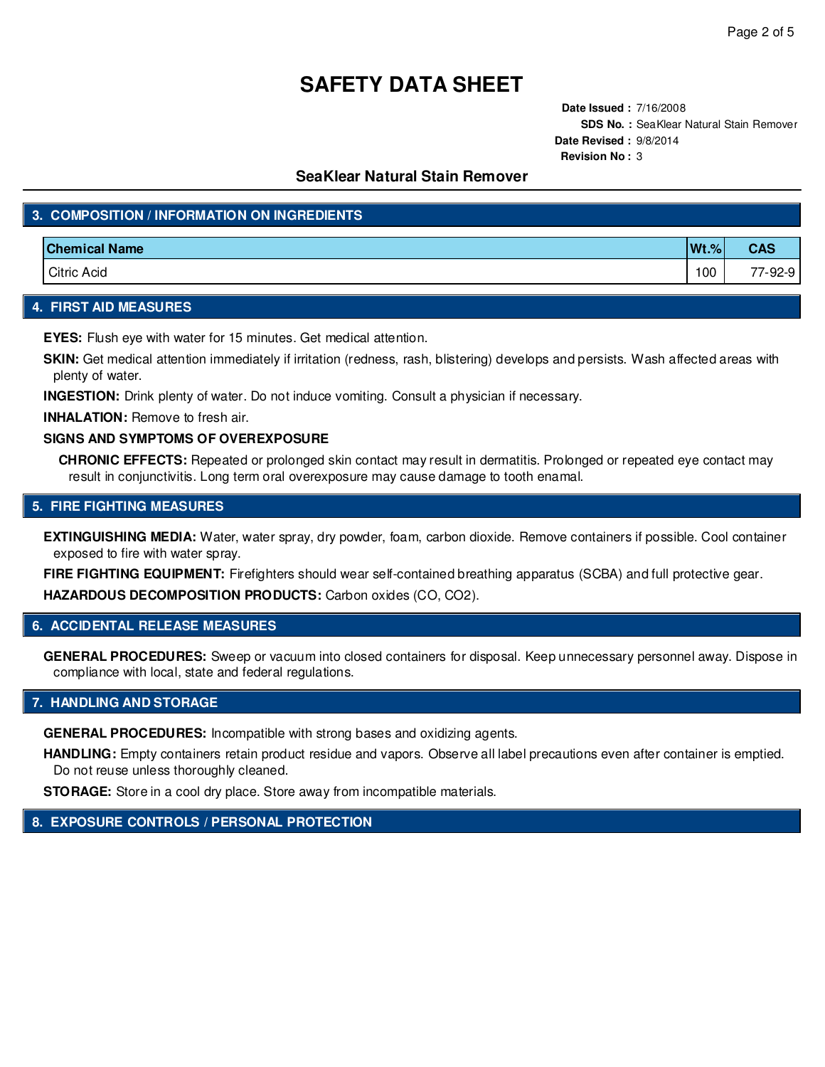# SAFETY DATA SHEET

**Date Issued :** 7/16/2008
**SDS No. :** SeaKlear Natural Stain Remover
**Date Revised :** 9/8/2014
**Revision No :** 3

## SeaKlear Natural Stain Remover

## 3. COMPOSITION / INFORMATION ON INGREDIENTS

| Chemical Name | Wt.% | CAS |
|---|---|---|
| Citric Acid | 100 | 77-92-9 |

## 4. FIRST AID MEASURES

**EYES:** Flush eye with water for 15 minutes. Get medical attention.

**SKIN:** Get medical attention immediately if irritation (redness, rash, blistering) develops and persists. Wash affected areas with plenty of water.

**INGESTION:** Drink plenty of water. Do not induce vomiting. Consult a physician if necessary.

**INHALATION:** Remove to fresh air.

**SIGNS AND SYMPTOMS OF OVEREXPOSURE**

**CHRONIC EFFECTS:** Repeated or prolonged skin contact may result in dermatitis. Prolonged or repeated eye contact may result in conjunctivitis. Long term oral overexposure may cause damage to tooth enamal.

## 5. FIRE FIGHTING MEASURES

**EXTINGUISHING MEDIA:** Water, water spray, dry powder, foam, carbon dioxide. Remove containers if possible. Cool container exposed to fire with water spray.

**FIRE FIGHTING EQUIPMENT:** Firefighters should wear self-contained breathing apparatus (SCBA) and full protective gear.

**HAZARDOUS DECOMPOSITION PRODUCTS:** Carbon oxides (CO, $CO_2$).

## 6. ACCIDENTAL RELEASE MEASURES

**GENERAL PROCEDURES:** Sweep or vacuum into closed containers for disposal. Keep unnecessary personnel away. Dispose in compliance with local, state and federal regulations.

## 7. HANDLING AND STORAGE

**GENERAL PROCEDURES:** Incompatible with strong bases and oxidizing agents.

**HANDLING:** Empty containers retain product residue and vapors. Observe all label precautions even after container is emptied. Do not reuse unless thoroughly cleaned.

**STORAGE:** Store in a cool dry place. Store away from incompatible materials.

## 8. EXPOSURE CONTROLS / PERSONAL PROTECTION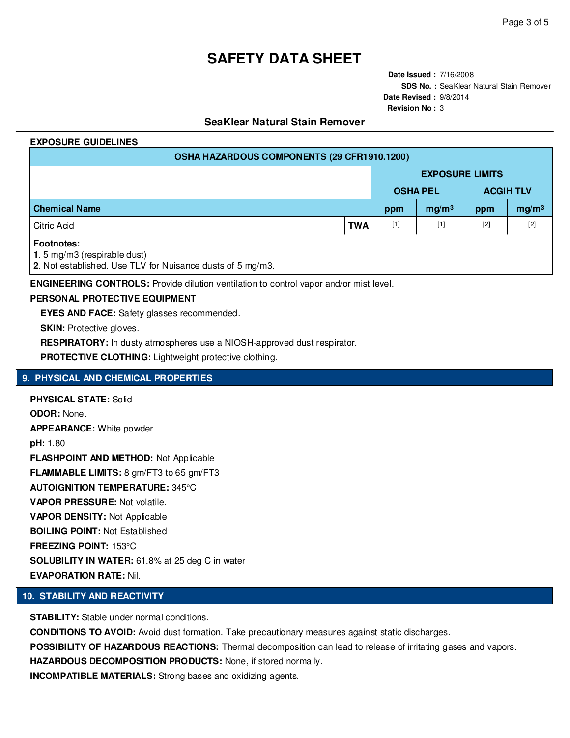# SAFETY DATA SHEET

**Date Issued :** 7/16/2008
**SDS No. :** SeaKlear Natural Stain Remover
**Date Revised :** 9/8/2014
**Revision No :** 3

## SeaKlear Natural Stain Remover

**EXPOSURE GUIDELINES**

| OSHA HAZARDOUS COMPONENTS (29 CFR1910.1200) | | | | | |
|---|---|---|---|---|---|
| | | EXPOSURE LIMITS | | | |
| | | OSHA PEL | | ACGIH TLV | |
| **Chemical Name** | | ppm | $mg/m^3$ | ppm | $mg/m^3$ |
| Citric Acid | TWA | [1] | [1] | [2] | [2] |

**Footnotes:**
**1**. 5 mg/m3 (respirable dust)
**2**. Not established. Use TLV for Nuisance dusts of 5 mg/m3.

**ENGINEERING CONTROLS:** Provide dilution ventilation to control vapor and/or mist level.

**PERSONAL PROTECTIVE EQUIPMENT**

**EYES AND FACE:** Safety glasses recommended.

**SKIN:** Protective gloves.

**RESPIRATORY:** In dusty atmospheres use a NIOSH-approved dust respirator.

**PROTECTIVE CLOTHING:** Lightweight protective clothing.

## 9. PHYSICAL AND CHEMICAL PROPERTIES

**PHYSICAL STATE:** Solid
**ODOR:** None.
**APPEARANCE:** White powder.
**pH:** 1.80
**FLASHPOINT AND METHOD:** Not Applicable
**FLAMMABLE LIMITS:** 8 gm/FT3 to 65 gm/FT3
**AUTOIGNITION TEMPERATURE:** 345°C
**VAPOR PRESSURE:** Not volatile.
**VAPOR DENSITY:** Not Applicable
**BOILING POINT:** Not Established
**FREEZING POINT:** 153°C
**SOLUBILITY IN WATER:** 61.8% at 25 deg C in water
**EVAPORATION RATE:** Nil.

## 10. STABILITY AND REACTIVITY

**STABILITY:** Stable under normal conditions.
**CONDITIONS TO AVOID:** Avoid dust formation. Take precautionary measures against static discharges.
**POSSIBILITY OF HAZARDOUS REACTIONS:** Thermal decomposition can lead to release of irritating gases and vapors.
**HAZARDOUS DECOMPOSITION PRODUCTS:** None, if stored normally.
**INCOMPATIBLE MATERIALS:** Strong bases and oxidizing agents.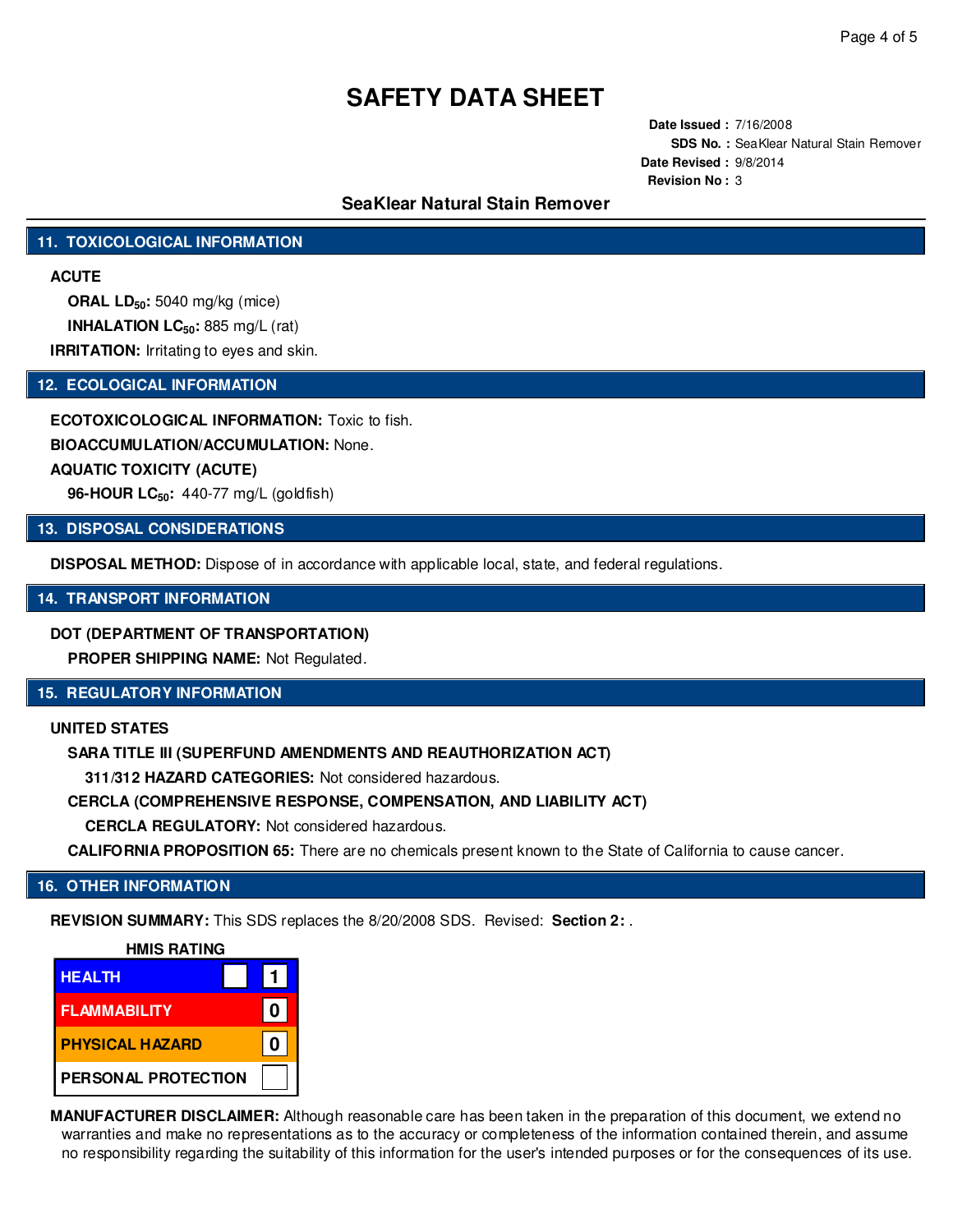# SAFETY DATA SHEET

**Date Issued :** 7/16/2008
**SDS No. :** SeaKlear Natural Stain Remover
**Date Revised :** 9/8/2014
**Revision No :** 3

## SeaKlear Natural Stain Remover

## 11. TOXICOLOGICAL INFORMATION

**ACUTE**

**ORAL $LD_{50}$:** 5040 mg/kg (mice)

**INHALATION $LC_{50}$:** 885 mg/L (rat)

**IRRITATION:** Irritating to eyes and skin.

## 12. ECOLOGICAL INFORMATION

**ECOTOXICOLOGICAL INFORMATION:** Toxic to fish.

**BIOACCUMULATION/ACCUMULATION:** None.

**AQUATIC TOXICITY (ACUTE)**

**96-HOUR $LC_{50}$:** 440-77 mg/L (goldfish)

## 13. DISPOSAL CONSIDERATIONS

**DISPOSAL METHOD:** Dispose of in accordance with applicable local, state, and federal regulations.

## 14. TRANSPORT INFORMATION

**DOT (DEPARTMENT OF TRANSPORTATION)**

**PROPER SHIPPING NAME:** Not Regulated.

## 15. REGULATORY INFORMATION

**UNITED STATES**

**SARA TITLE III (SUPERFUND AMENDMENTS AND REAUTHORIZATION ACT)**

**311/312 HAZARD CATEGORIES:** Not considered hazardous.

**CERCLA (COMPREHENSIVE RESPONSE, COMPENSATION, AND LIABILITY ACT)**

**CERCLA REGULATORY:** Not considered hazardous.

**CALIFORNIA PROPOSITION 65:** There are no chemicals present known to the State of California to cause cancer.

## 16. OTHER INFORMATION

**REVISION SUMMARY:** This SDS replaces the 8/20/2008 SDS. Revised: **Section 2:** .

**HMIS RATING**

| | | |
|---|---|---|
| HEALTH | | 1 |
| FLAMMABILITY | | 0 |
| PHYSICAL HAZARD | | 0 |
| PERSONAL PROTECTION | | |

**MANUFACTURER DISCLAIMER:** Although reasonable care has been taken in the preparation of this document, we extend no warranties and make no representations as to the accuracy or completeness of the information contained therein, and assume no responsibility regarding the suitability of this information for the user's intended purposes or for the consequences of its use.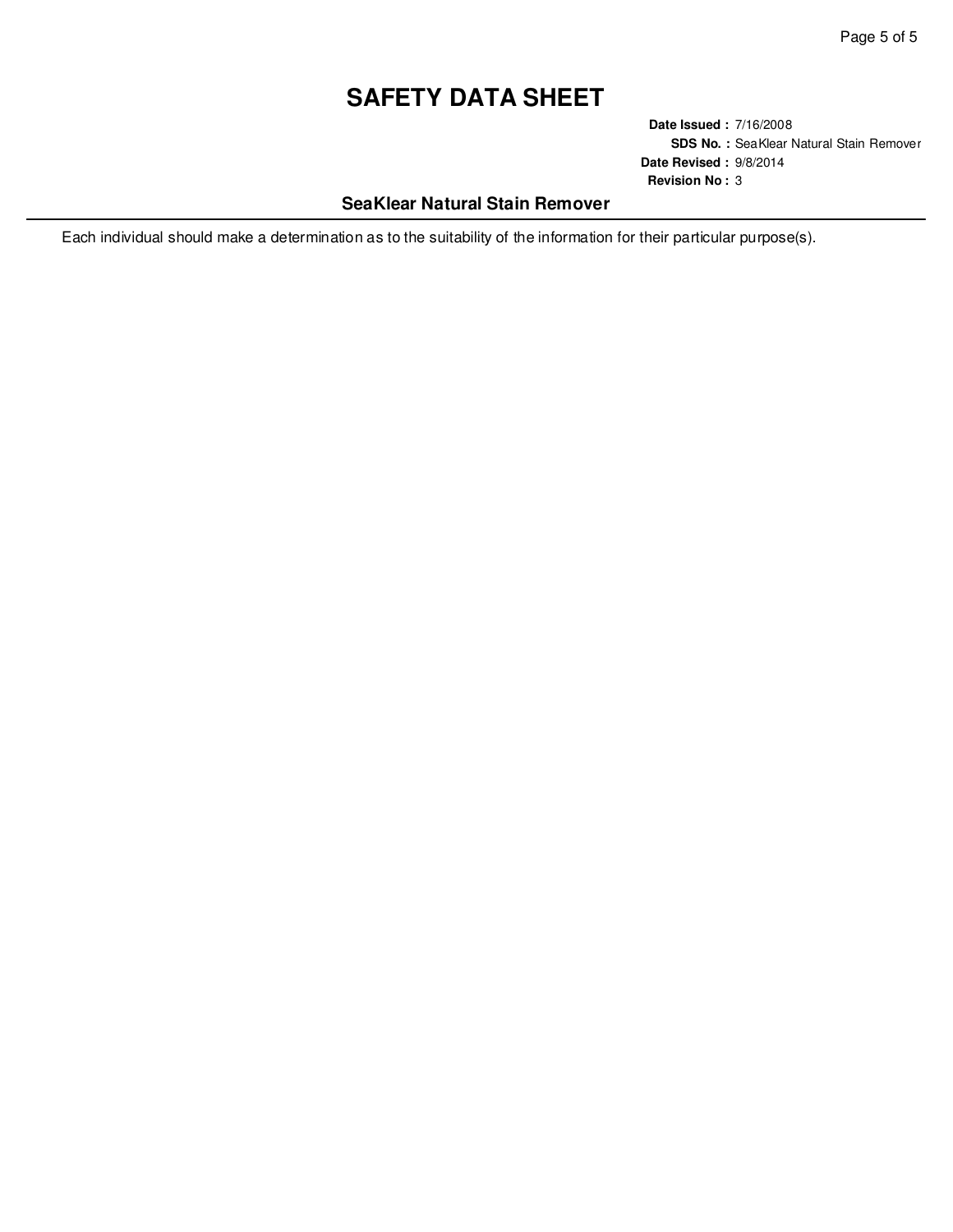# SAFETY DATA SHEET

**Date Issued :** 7/16/2008
**SDS No. :** SeaKlear Natural Stain Remover
**Date Revised :** 9/8/2014
**Revision No :** 3

## SeaKlear Natural Stain Remover

Each individual should make a determination as to the suitability of the information for their particular purpose(s).